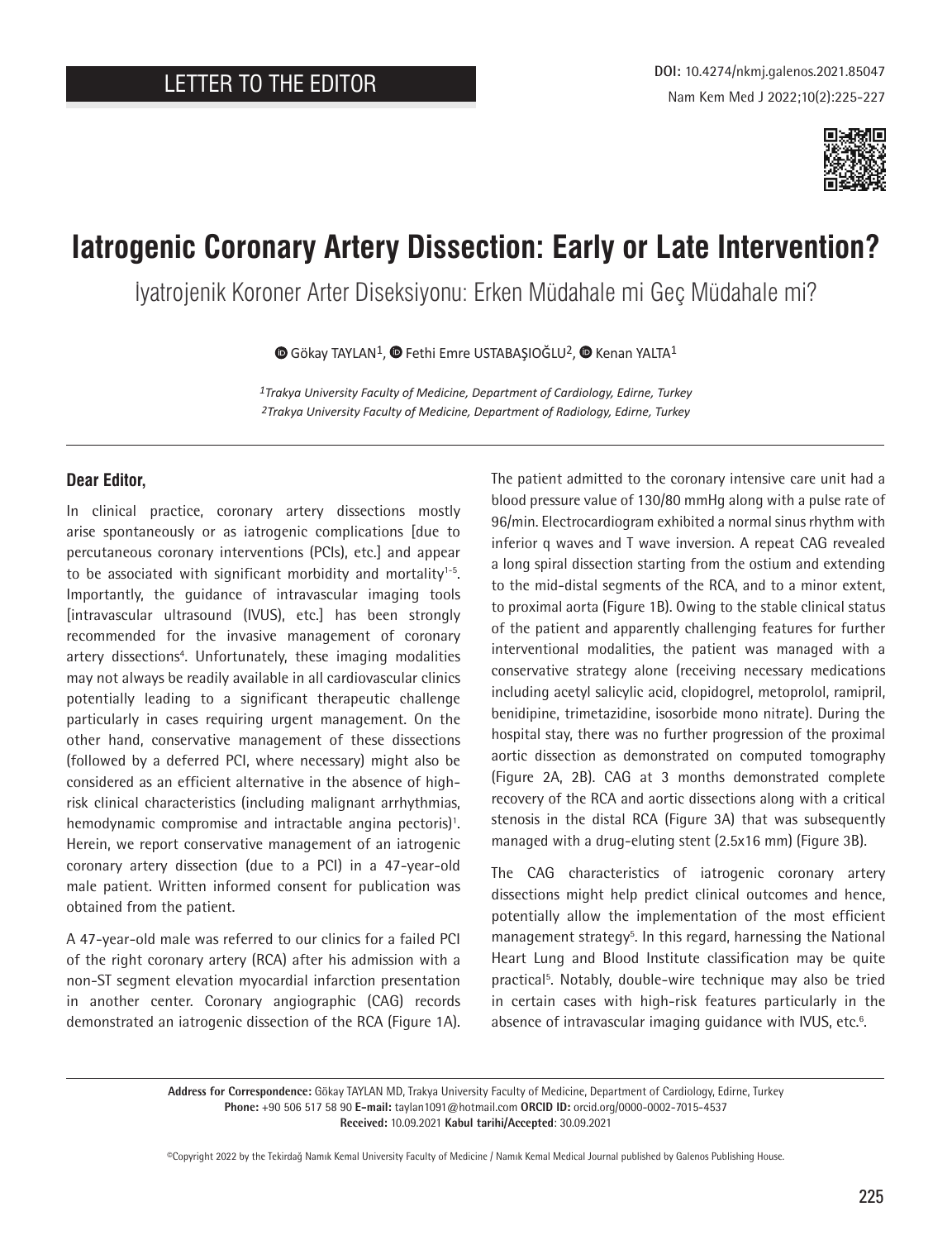LETTER TO THE EDITOR

DOI: 10.4274/nkmj.galenos.2021.85047

# Iatrogenic Coronary Artery Dissection: Early or Late Intervention?

## İyatrojenik Koroner Arter Diseksiyonu: Erken Müdahale mi Geç Müdahale mi?

Gökay TAYLAN[1], Fethi Emre USTABAŞIOĞLU[2], Kenan YALTA[1]

[1]*Trakya University Faculty of Medicine, Department of Cardiology, Edirne, Turkey*
[2]*Trakya University Faculty of Medicine, Department of Radiology, Edirne, Turkey*

---

**Dear Editor,**

In clinical practice, coronary artery dissections mostly arise spontaneously or as iatrogenic complications [due to percutaneous coronary interventions (PCIs), etc.] and appear to be associated with significant morbidity and mortality[1-5]. Importantly, the guidance of intravascular imaging tools [intravascular ultrasound (IVUS), etc.] has been strongly recommended for the invasive management of coronary artery dissections[4]. Unfortunately, these imaging modalities may not always be readily available in all cardiovascular clinics potentially leading to a significant therapeutic challenge particularly in cases requiring urgent management. On the other hand, conservative management of these dissections (followed by a deferred PCI, where necessary) might also be considered as an efficient alternative in the absence of high-risk clinical characteristics (including malignant arrhythmias, hemodynamic compromise and intractable angina pectoris)[1]. Herein, we report conservative management of an iatrogenic coronary artery dissection (due to a PCI) in a 47-year-old male patient. Written informed consent for publication was obtained from the patient.

A 47-year-old male was referred to our clinics for a failed PCI of the right coronary artery (RCA) after his admission with a non-ST segment elevation myocardial infarction presentation in another center. Coronary angiographic (CAG) records demonstrated an iatrogenic dissection of the RCA (Figure 1A). The patient admitted to the coronary intensive care unit had a blood pressure value of 130/80 mmHg along with a pulse rate of 96/min. Electrocardiogram exhibited a normal sinus rhythm with inferior q waves and T wave inversion. A repeat CAG revealed a long spiral dissection starting from the ostium and extending to the mid-distal segments of the RCA, and to a minor extent, to proximal aorta (Figure 1B). Owing to the stable clinical status of the patient and apparently challenging features for further interventional modalities, the patient was managed with a conservative strategy alone (receiving necessary medications including acetyl salicylic acid, clopidogrel, metoprolol, ramipril, benidipine, trimetazidine, isosorbide mono nitrate). During the hospital stay, there was no further progression of the proximal aortic dissection as demonstrated on computed tomography (Figure 2A, 2B). CAG at 3 months demonstrated complete recovery of the RCA and aortic dissections along with a critical stenosis in the distal RCA (Figure 3A) that was subsequently managed with a drug-eluting stent (2.5x16 mm) (Figure 3B).

The CAG characteristics of iatrogenic coronary artery dissections might help predict clinical outcomes and hence, potentially allow the implementation of the most efficient management strategy[5]. In this regard, harnessing the National Heart Lung and Blood Institute classification may be quite practical[5]. Notably, double-wire technique may also be tried in certain cases with high-risk features particularly in the absence of intravascular imaging guidance with IVUS, etc.[6].

---

**Address for Correspondence:** Gökay TAYLAN MD, Trakya University Faculty of Medicine, Department of Cardiology, Edirne, Turkey
**Phone:** +90 506 517 58 90 **E-mail:** taylan1091@hotmail.com **ORCID ID:** orcid.org/0000-0002-7015-4537
**Received:** 10.09.2021 **Kabul tarihi/Accepted**: 30.09.2021

©Copyright 2022 by the Tekirdağ Namık Kemal University Faculty of Medicine / Namık Kemal Medical Journal published by Galenos Publishing House.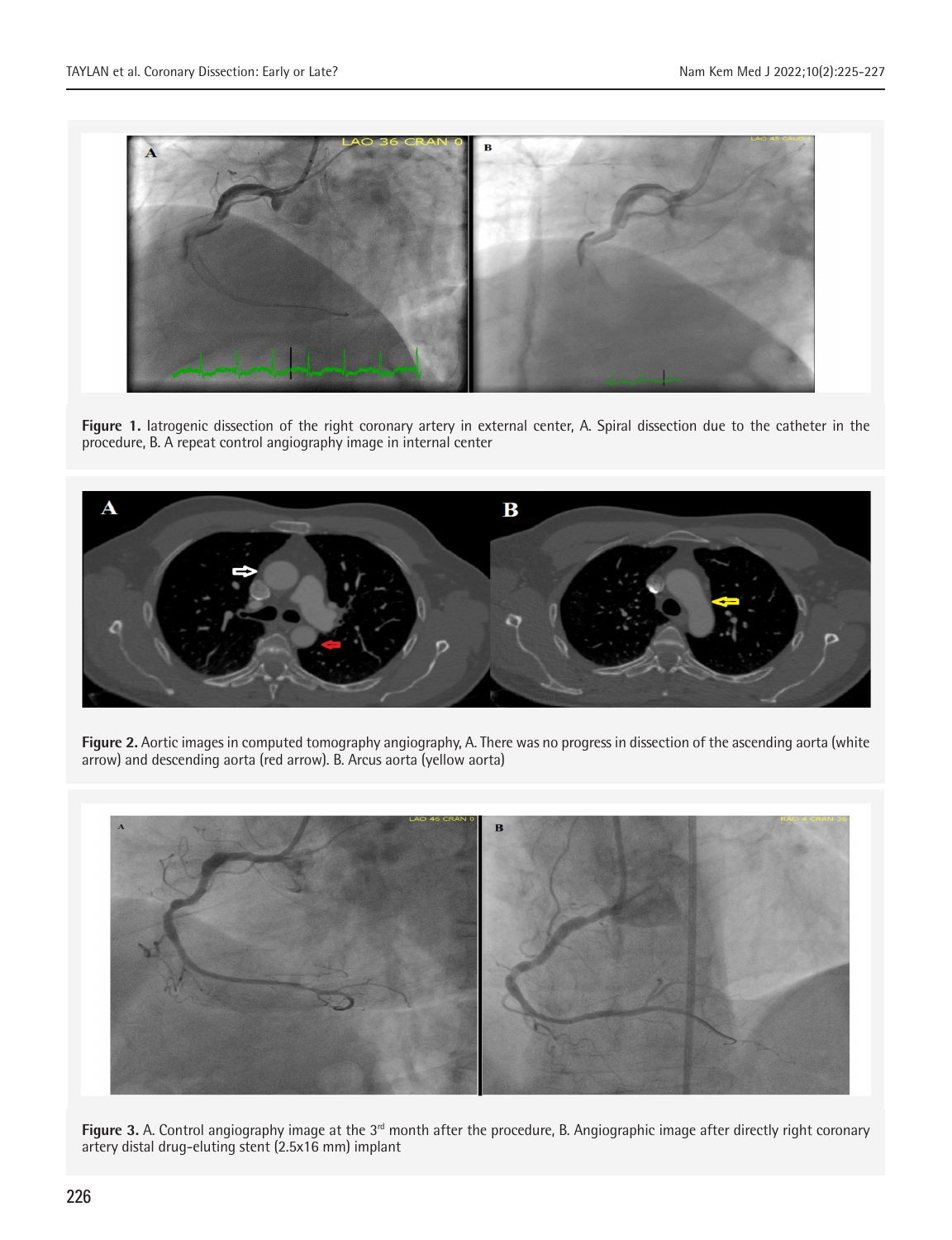**Figure 1.** Iatrogenic dissection of the right coronary artery in external center, A. Spiral dissection due to the catheter in the procedure, B. A repeat control angiography image in internal center

**Figure 2.** Aortic images in computed tomography angiography, A. There was no progress in dissection of the ascending aorta (white arrow) and descending aorta (red arrow). B. Arcus aorta (yellow aorta)

**Figure 3.** A. Control angiography image at the 3[rd] month after the procedure, B. Angiographic image after directly right coronary artery distal drug-eluting stent (2.5x16 mm) implant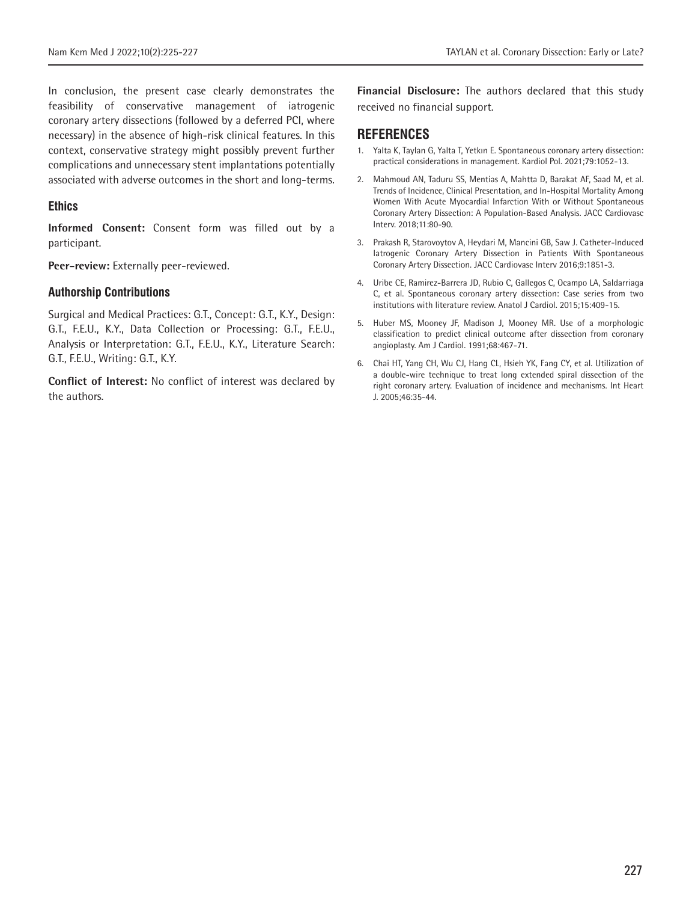In conclusion, the present case clearly demonstrates the feasibility of conservative management of iatrogenic coronary artery dissections (followed by a deferred PCI, where necessary) in the absence of high-risk clinical features. In this context, conservative strategy might possibly prevent further complications and unnecessary stent implantations potentially associated with adverse outcomes in the short and long-terms.

## Ethics

**Informed Consent:** Consent form was filled out by a participant.

**Peer-review:** Externally peer-reviewed.

## Authorship Contributions

Surgical and Medical Practices: G.T., Concept: G.T., K.Y., Design: G.T., F.E.U., K.Y., Data Collection or Processing: G.T., F.E.U., Analysis or Interpretation: G.T., F.E.U., K.Y., Literature Search: G.T., F.E.U., Writing: G.T., K.Y.

**Conflict of Interest:** No conflict of interest was declared by the authors.

**Financial Disclosure:** The authors declared that this study received no financial support.

## REFERENCES

1. Yalta K, Taylan G, Yalta T, Yetkın E. Spontaneous coronary artery dissection: practical considerations in management. Kardiol Pol. 2021;79:1052-13.
2. Mahmoud AN, Taduru SS, Mentias A, Mahtta D, Barakat AF, Saad M, et al. Trends of Incidence, Clinical Presentation, and In-Hospital Mortality Among Women With Acute Myocardial Infarction With or Without Spontaneous Coronary Artery Dissection: A Population-Based Analysis. JACC Cardiovasc Interv. 2018;11:80-90.
3. Prakash R, Starovoytov A, Heydari M, Mancini GB, Saw J. Catheter-Induced Iatrogenic Coronary Artery Dissection in Patients With Spontaneous Coronary Artery Dissection. JACC Cardiovasc Interv 2016;9:1851-3.
4. Uribe CE, Ramirez-Barrera JD, Rubio C, Gallegos C, Ocampo LA, Saldarriaga C, et al. Spontaneous coronary artery dissection: Case series from two institutions with literature review. Anatol J Cardiol. 2015;15:409-15.
5. Huber MS, Mooney JF, Madison J, Mooney MR. Use of a morphologic classification to predict clinical outcome after dissection from coronary angioplasty. Am J Cardiol. 1991;68:467-71.
6. Chai HT, Yang CH, Wu CJ, Hang CL, Hsieh YK, Fang CY, et al. Utilization of a double-wire technique to treat long extended spiral dissection of the right coronary artery. Evaluation of incidence and mechanisms. Int Heart J. 2005;46:35-44.